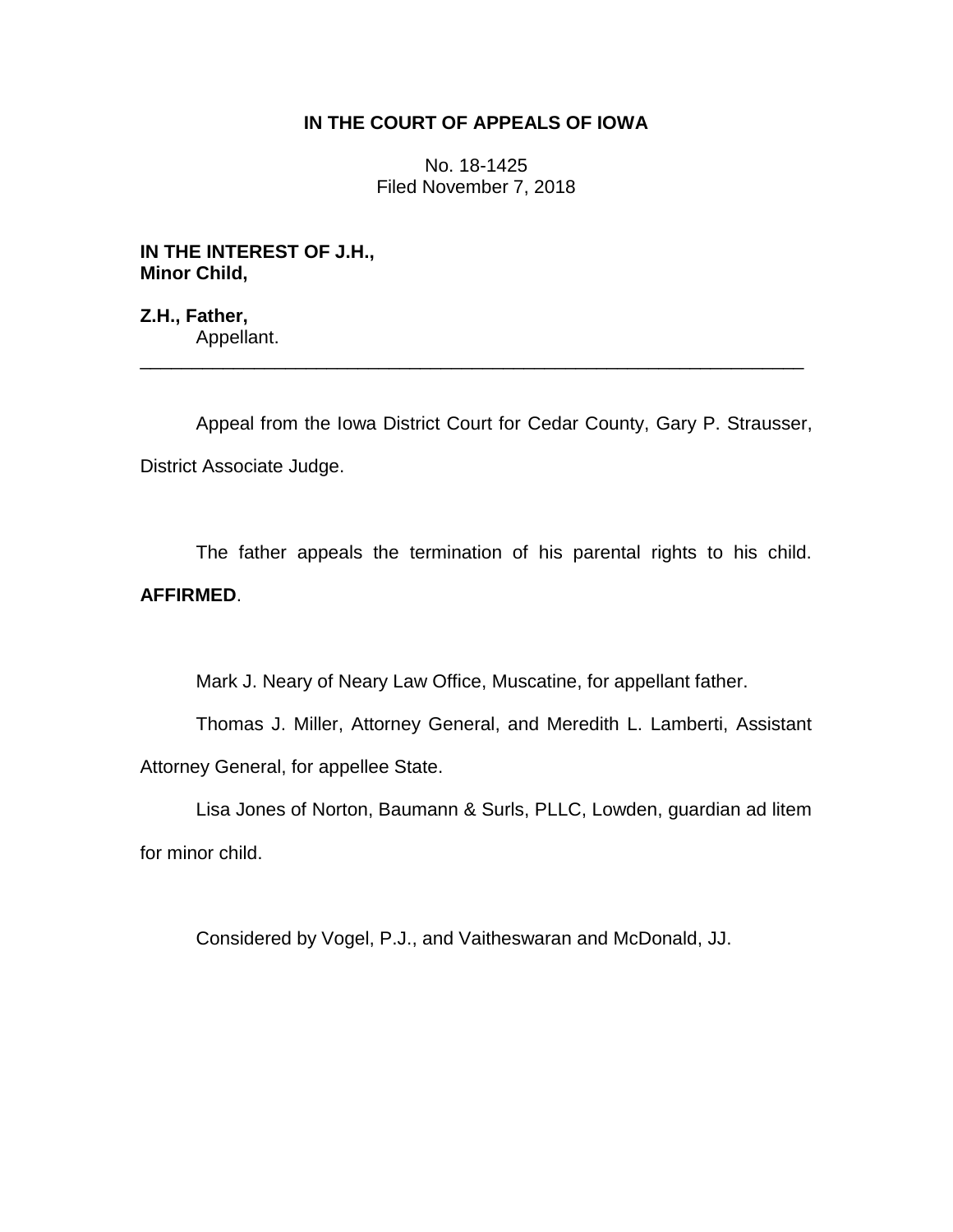# IN THE COURT OF APPEALS OF IOWA

No. 18-1425
Filed November 7, 2018

**IN THE INTEREST OF J.H.,**
**Minor Child,**

**Z.H., Father,**
Appellant.

---

Appeal from the Iowa District Court for Cedar County, Gary P. Strausser, District Associate Judge.

The father appeals the termination of his parental rights to his child. **AFFIRMED**.

Mark J. Neary of Neary Law Office, Muscatine, for appellant father.

Thomas J. Miller, Attorney General, and Meredith L. Lamberti, Assistant Attorney General, for appellee State.

Lisa Jones of Norton, Baumann & Surls, PLLC, Lowden, guardian ad litem for minor child.

Considered by Vogel, P.J., and Vaitheswaran and McDonald, JJ.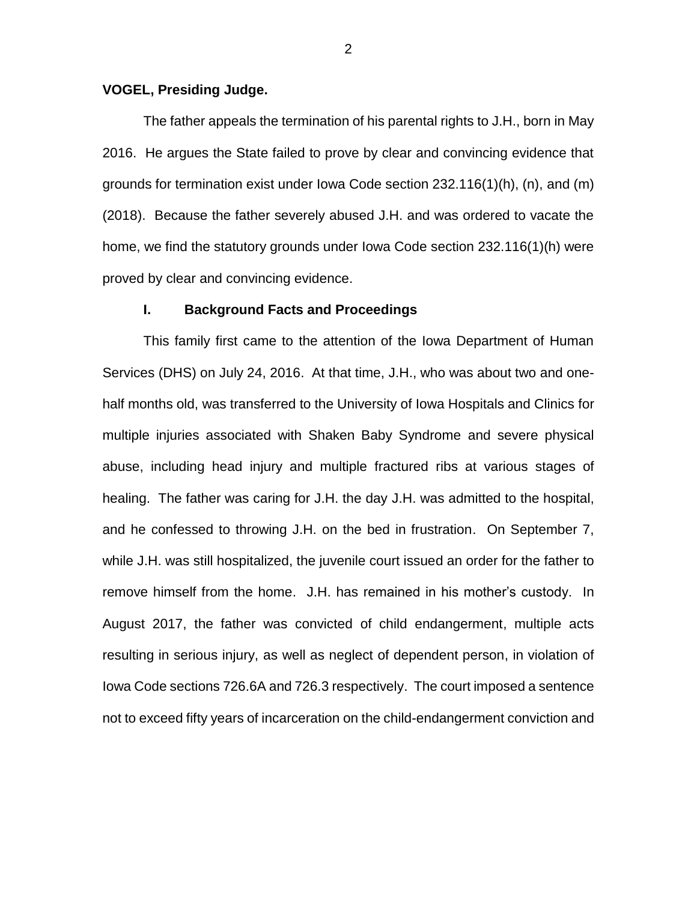**VOGEL, Presiding Judge.**

The father appeals the termination of his parental rights to J.H., born in May 2016. He argues the State failed to prove by clear and convincing evidence that grounds for termination exist under Iowa Code section 232.116(1)(h), (n), and (m) (2018). Because the father severely abused J.H. and was ordered to vacate the home, we find the statutory grounds under Iowa Code section 232.116(1)(h) were proved by clear and convincing evidence.

## I. Background Facts and Proceedings

This family first came to the attention of the Iowa Department of Human Services (DHS) on July 24, 2016. At that time, J.H., who was about two and one-half months old, was transferred to the University of Iowa Hospitals and Clinics for multiple injuries associated with Shaken Baby Syndrome and severe physical abuse, including head injury and multiple fractured ribs at various stages of healing. The father was caring for J.H. the day J.H. was admitted to the hospital, and he confessed to throwing J.H. on the bed in frustration. On September 7, while J.H. was still hospitalized, the juvenile court issued an order for the father to remove himself from the home. J.H. has remained in his mother's custody. In August 2017, the father was convicted of child endangerment, multiple acts resulting in serious injury, as well as neglect of dependent person, in violation of Iowa Code sections 726.6A and 726.3 respectively. The court imposed a sentence not to exceed fifty years of incarceration on the child-endangerment conviction and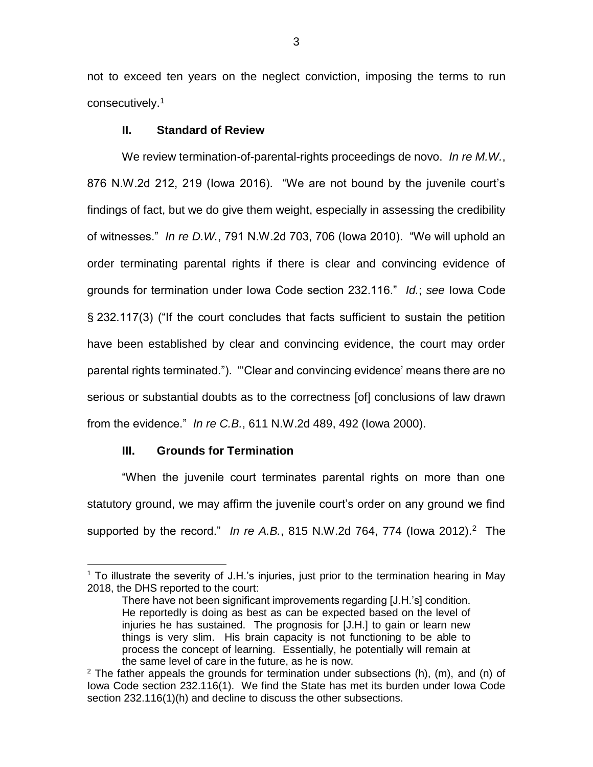not to exceed ten years on the neglect conviction, imposing the terms to run consecutively.[1]

## II. Standard of Review

We review termination-of-parental-rights proceedings de novo. *In re M.W.*, 876 N.W.2d 212, 219 (Iowa 2016). "We are not bound by the juvenile court's findings of fact, but we do give them weight, especially in assessing the credibility of witnesses." *In re D.W.*, 791 N.W.2d 703, 706 (Iowa 2010). "We will uphold an order terminating parental rights if there is clear and convincing evidence of grounds for termination under Iowa Code section 232.116." *Id.*; *see* Iowa Code § 232.117(3) ("If the court concludes that facts sufficient to sustain the petition have been established by clear and convincing evidence, the court may order parental rights terminated."). "'Clear and convincing evidence' means there are no serious or substantial doubts as to the correctness [of] conclusions of law drawn from the evidence." *In re C.B.*, 611 N.W.2d 489, 492 (Iowa 2000).

## III. Grounds for Termination

"When the juvenile court terminates parental rights on more than one statutory ground, we may affirm the juvenile court's order on any ground we find supported by the record." *In re A.B.*, 815 N.W.2d 764, 774 (Iowa 2012).[2] The

---

[1] To illustrate the severity of J.H.'s injuries, just prior to the termination hearing in May 2018, the DHS reported to the court:

> There have not been significant improvements regarding [J.H.'s] condition. He reportedly is doing as best as can be expected based on the level of injuries he has sustained. The prognosis for [J.H.] to gain or learn new things is very slim. His brain capacity is not functioning to be able to process the concept of learning. Essentially, he potentially will remain at the same level of care in the future, as he is now.

[2] The father appeals the grounds for termination under subsections (h), (m), and (n) of Iowa Code section 232.116(1). We find the State has met its burden under Iowa Code section 232.116(1)(h) and decline to discuss the other subsections.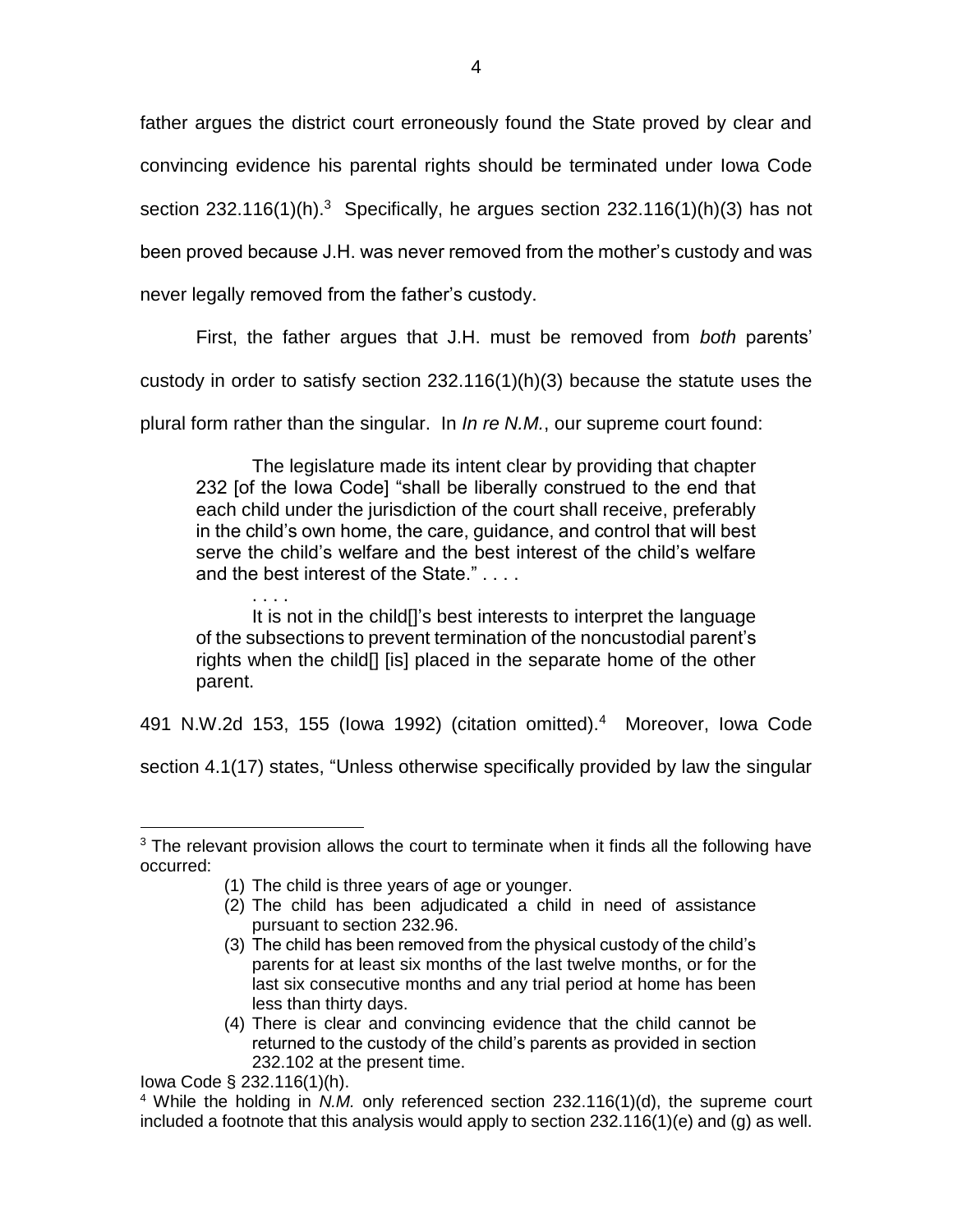father argues the district court erroneously found the State proved by clear and convincing evidence his parental rights should be terminated under Iowa Code section 232.116(1)(h).[3] Specifically, he argues section 232.116(1)(h)(3) has not been proved because J.H. was never removed from the mother's custody and was never legally removed from the father's custody.

First, the father argues that J.H. must be removed from *both* parents' custody in order to satisfy section 232.116(1)(h)(3) because the statute uses the plural form rather than the singular. In *In re N.M.*, our supreme court found:

> The legislature made its intent clear by providing that chapter 232 [of the Iowa Code] "shall be liberally construed to the end that each child under the jurisdiction of the court shall receive, preferably in the child's own home, the care, guidance, and control that will best serve the child's welfare and the best interest of the child's welfare and the best interest of the State." . . . .
>
> . . . .
>
> It is not in the child[]'s best interests to interpret the language of the subsections to prevent termination of the noncustodial parent's rights when the child[] [is] placed in the separate home of the other parent.

491 N.W.2d 153, 155 (Iowa 1992) (citation omitted).[4] Moreover, Iowa Code section 4.1(17) states, "Unless otherwise specifically provided by law the singular

---

[3] The relevant provision allows the court to terminate when it finds all the following have occurred:

> (1) The child is three years of age or younger.
> (2) The child has been adjudicated a child in need of assistance pursuant to section 232.96.
> (3) The child has been removed from the physical custody of the child's parents for at least six months of the last twelve months, or for the last six consecutive months and any trial period at home has been less than thirty days.
> (4) There is clear and convincing evidence that the child cannot be returned to the custody of the child's parents as provided in section 232.102 at the present time.

Iowa Code § 232.116(1)(h).

[4] While the holding in *N.M.* only referenced section 232.116(1)(d), the supreme court included a footnote that this analysis would apply to section 232.116(1)(e) and (g) as well.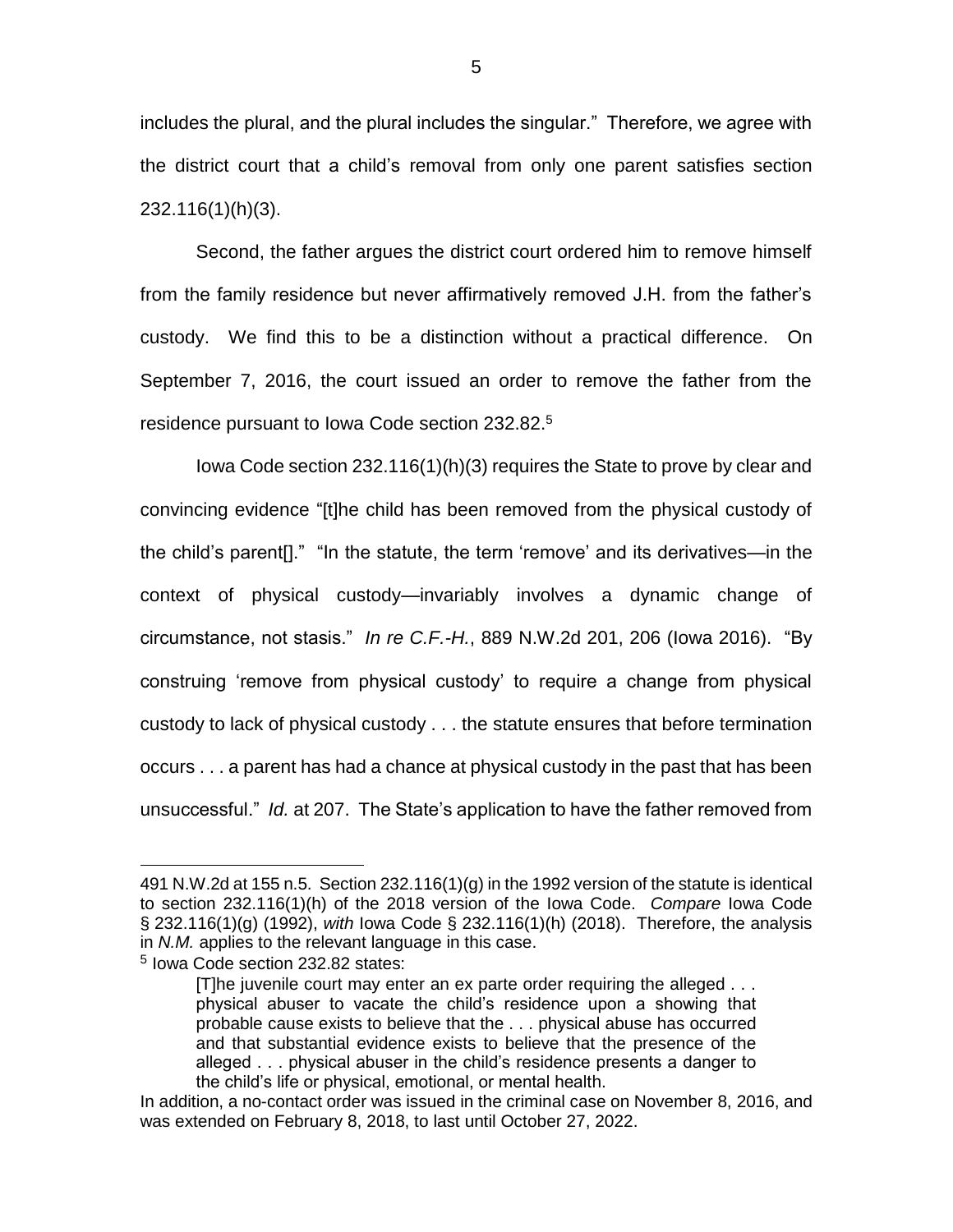includes the plural, and the plural includes the singular." Therefore, we agree with the district court that a child's removal from only one parent satisfies section 232.116(1)(h)(3).

Second, the father argues the district court ordered him to remove himself from the family residence but never affirmatively removed J.H. from the father's custody. We find this to be a distinction without a practical difference. On September 7, 2016, the court issued an order to remove the father from the residence pursuant to Iowa Code section 232.82.[5]

Iowa Code section 232.116(1)(h)(3) requires the State to prove by clear and convincing evidence "[t]he child has been removed from the physical custody of the child's parent[]." "In the statute, the term 'remove' and its derivatives—in the context of physical custody—invariably involves a dynamic change of circumstance, not stasis." *In re C.F.-H.*, 889 N.W.2d 201, 206 (Iowa 2016). "By construing 'remove from physical custody' to require a change from physical custody to lack of physical custody . . . the statute ensures that before termination occurs . . . a parent has had a chance at physical custody in the past that has been unsuccessful." *Id.* at 207. The State's application to have the father removed from

---

491 N.W.2d at 155 n.5. Section 232.116(1)(g) in the 1992 version of the statute is identical to section 232.116(1)(h) of the 2018 version of the Iowa Code. *Compare* Iowa Code § 232.116(1)(g) (1992), *with* Iowa Code § 232.116(1)(h) (2018). Therefore, the analysis in *N.M.* applies to the relevant language in this case.

[5] Iowa Code section 232.82 states:

> [T]he juvenile court may enter an ex parte order requiring the alleged . . . physical abuser to vacate the child's residence upon a showing that probable cause exists to believe that the . . . physical abuse has occurred and that substantial evidence exists to believe that the presence of the alleged . . . physical abuser in the child's residence presents a danger to the child's life or physical, emotional, or mental health.

In addition, a no-contact order was issued in the criminal case on November 8, 2016, and was extended on February 8, 2018, to last until October 27, 2022.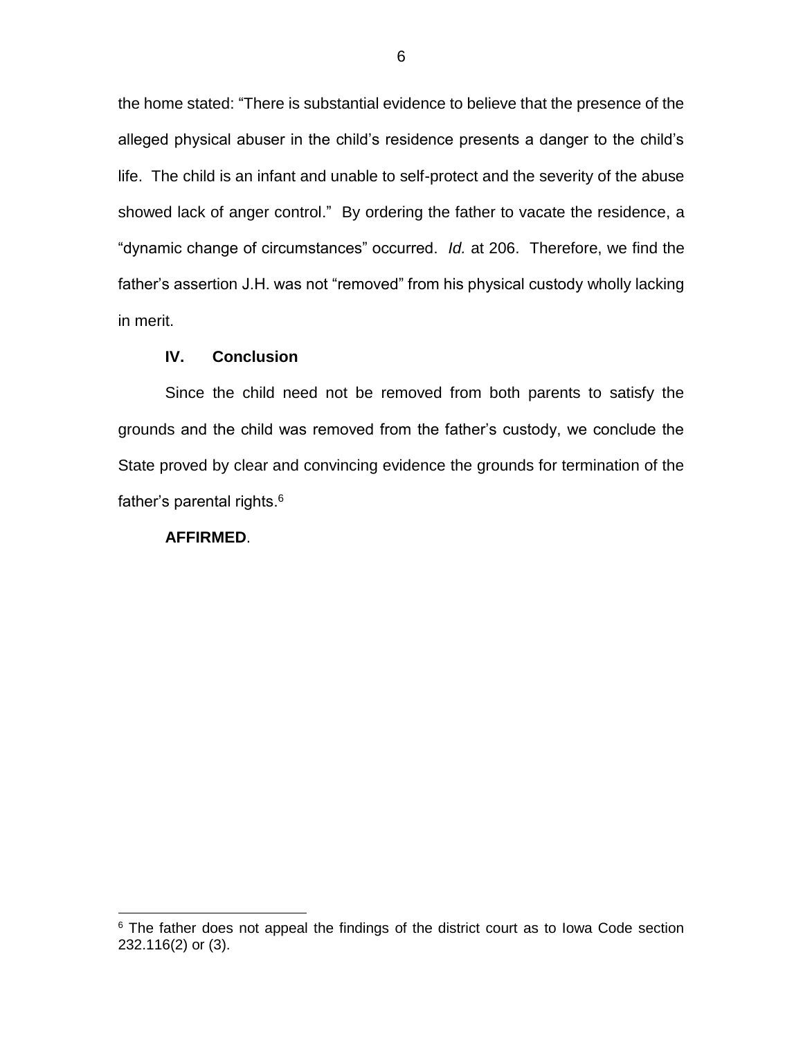the home stated: "There is substantial evidence to believe that the presence of the alleged physical abuser in the child's residence presents a danger to the child's life. The child is an infant and unable to self-protect and the severity of the abuse showed lack of anger control." By ordering the father to vacate the residence, a "dynamic change of circumstances" occurred. *Id.* at 206. Therefore, we find the father's assertion J.H. was not "removed" from his physical custody wholly lacking in merit.

## IV. Conclusion

Since the child need not be removed from both parents to satisfy the grounds and the child was removed from the father's custody, we conclude the State proved by clear and convincing evidence the grounds for termination of the father's parental rights.[6]

**AFFIRMED**.

---

[6] The father does not appeal the findings of the district court as to Iowa Code section 232.116(2) or (3).